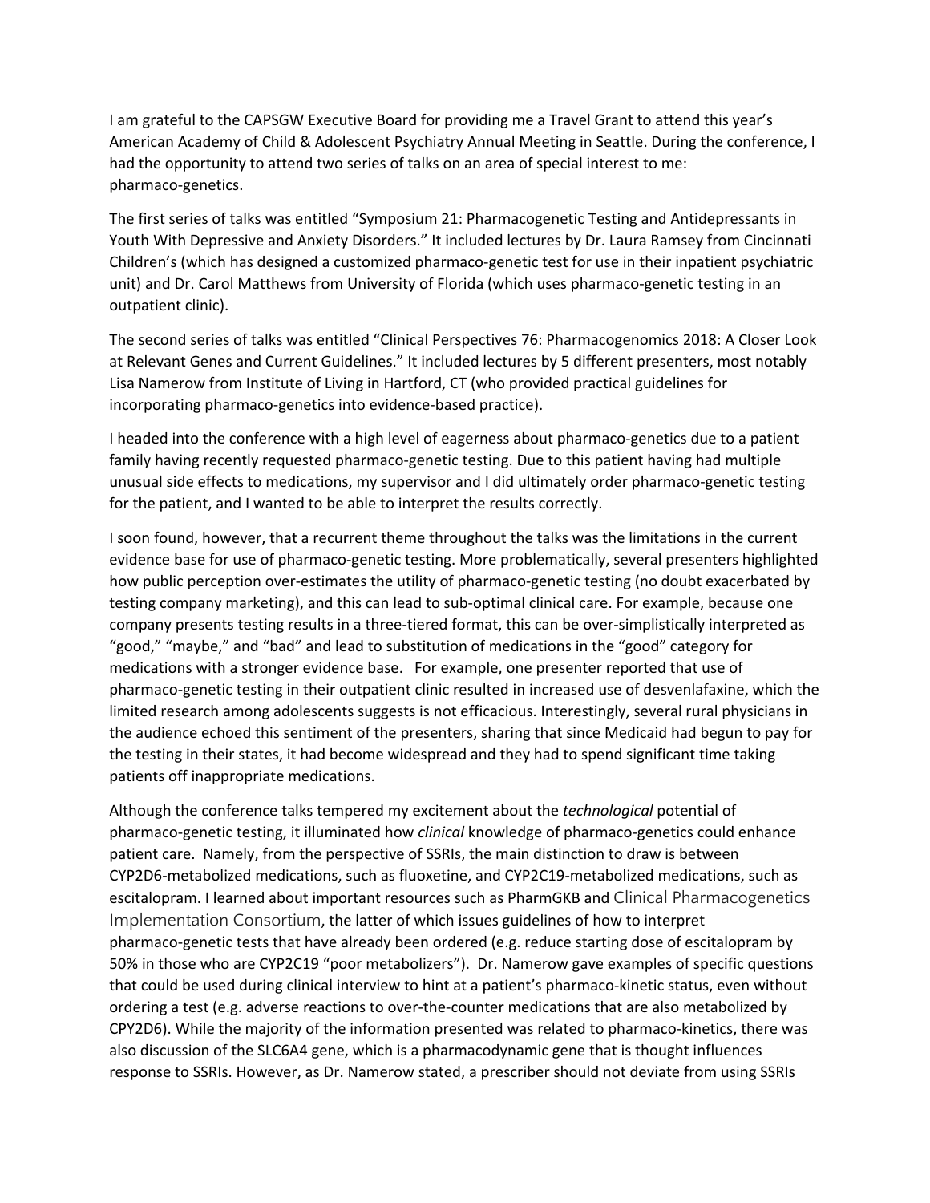I am grateful to the CAPSGW Executive Board for providing me a Travel Grant to attend this year's American Academy of Child & Adolescent Psychiatry Annual Meeting in Seattle. During the conference, I had the opportunity to attend two series of talks on an area of special interest to me: pharmaco-genetics.

The first series of talks was entitled "Symposium 21: Pharmacogenetic Testing and Antidepressants in Youth With Depressive and Anxiety Disorders." It included lectures by Dr. Laura Ramsey from Cincinnati Children's (which has designed a customized pharmaco-genetic test for use in their inpatient psychiatric unit) and Dr. Carol Matthews from University of Florida (which uses pharmaco-genetic testing in an outpatient clinic).

The second series of talks was entitled "Clinical Perspectives 76: Pharmacogenomics 2018: A Closer Look at Relevant Genes and Current Guidelines." It included lectures by 5 different presenters, most notably Lisa Namerow from Institute of Living in Hartford, CT (who provided practical guidelines for incorporating pharmaco-genetics into evidence-based practice).

I headed into the conference with a high level of eagerness about pharmaco-genetics due to a patient family having recently requested pharmaco-genetic testing. Due to this patient having had multiple unusual side effects to medications, my supervisor and I did ultimately order pharmaco-genetic testing for the patient, and I wanted to be able to interpret the results correctly.

I soon found, however, that a recurrent theme throughout the talks was the limitations in the current evidence base for use of pharmaco-genetic testing. More problematically, several presenters highlighted how public perception over-estimates the utility of pharmaco-genetic testing (no doubt exacerbated by testing company marketing), and this can lead to sub-optimal clinical care. For example, because one company presents testing results in a three-tiered format, this can be over-simplistically interpreted as "good," "maybe," and "bad" and lead to substitution of medications in the "good" category for medications with a stronger evidence base. For example, one presenter reported that use of pharmaco-genetic testing in their outpatient clinic resulted in increased use of desvenlafaxine, which the limited research among adolescents suggests is not efficacious. Interestingly, several rural physicians in the audience echoed this sentiment of the presenters, sharing that since Medicaid had begun to pay for the testing in their states, it had become widespread and they had to spend significant time taking patients off inappropriate medications.

Although the conference talks tempered my excitement about the *technological* potential of pharmaco-genetic testing, it illuminated how *clinical* knowledge of pharmaco-genetics could enhance patient care. Namely, from the perspective of SSRIs, the main distinction to draw is between CYP2D6-metabolized medications, such as fluoxetine, and CYP2C19-metabolized medications, such as escitalopram. I learned about important resources such as PharmGKB and Clinical Pharmacogenetics Implementation Consortium, the latter of which issues guidelines of how to interpret pharmaco-genetic tests that have already been ordered (e.g. reduce starting dose of escitalopram by 50% in those who are CYP2C19 "poor metabolizers"). Dr. Namerow gave examples of specific questions that could be used during clinical interview to hint at a patient's pharmaco-kinetic status, even without ordering a test (e.g. adverse reactions to over-the-counter medications that are also metabolized by CPY2D6). While the majority of the information presented was related to pharmaco-kinetics, there was also discussion of the SLC6A4 gene, which is a pharmacodynamic gene that is thought influences response to SSRIs. However, as Dr. Namerow stated, a prescriber should not deviate from using SSRIs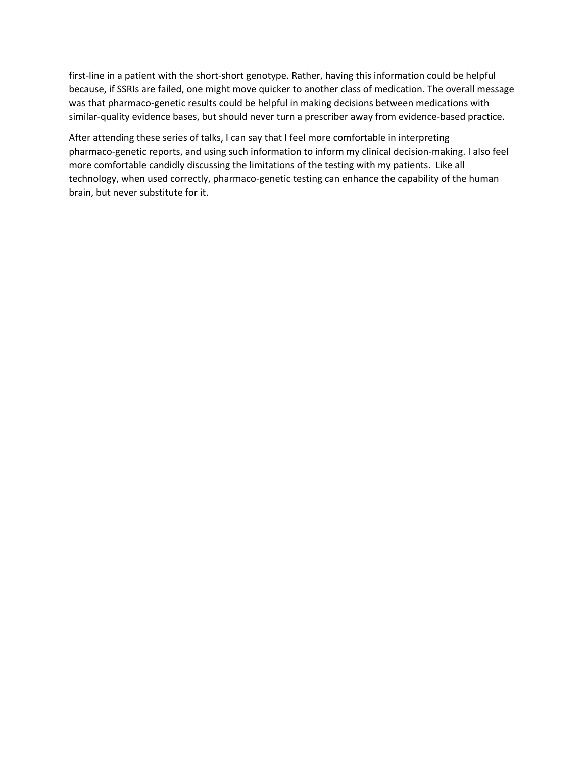first-line in a patient with the short-short genotype. Rather, having this information could be helpful because, if SSRIs are failed, one might move quicker to another class of medication. The overall message was that pharmaco-genetic results could be helpful in making decisions between medications with similar-quality evidence bases, but should never turn a prescriber away from evidence-based practice.

After attending these series of talks, I can say that I feel more comfortable in interpreting pharmaco-genetic reports, and using such information to inform my clinical decision-making. I also feel more comfortable candidly discussing the limitations of the testing with my patients. Like all technology, when used correctly, pharmaco-genetic testing can enhance the capability of the human brain, but never substitute for it.